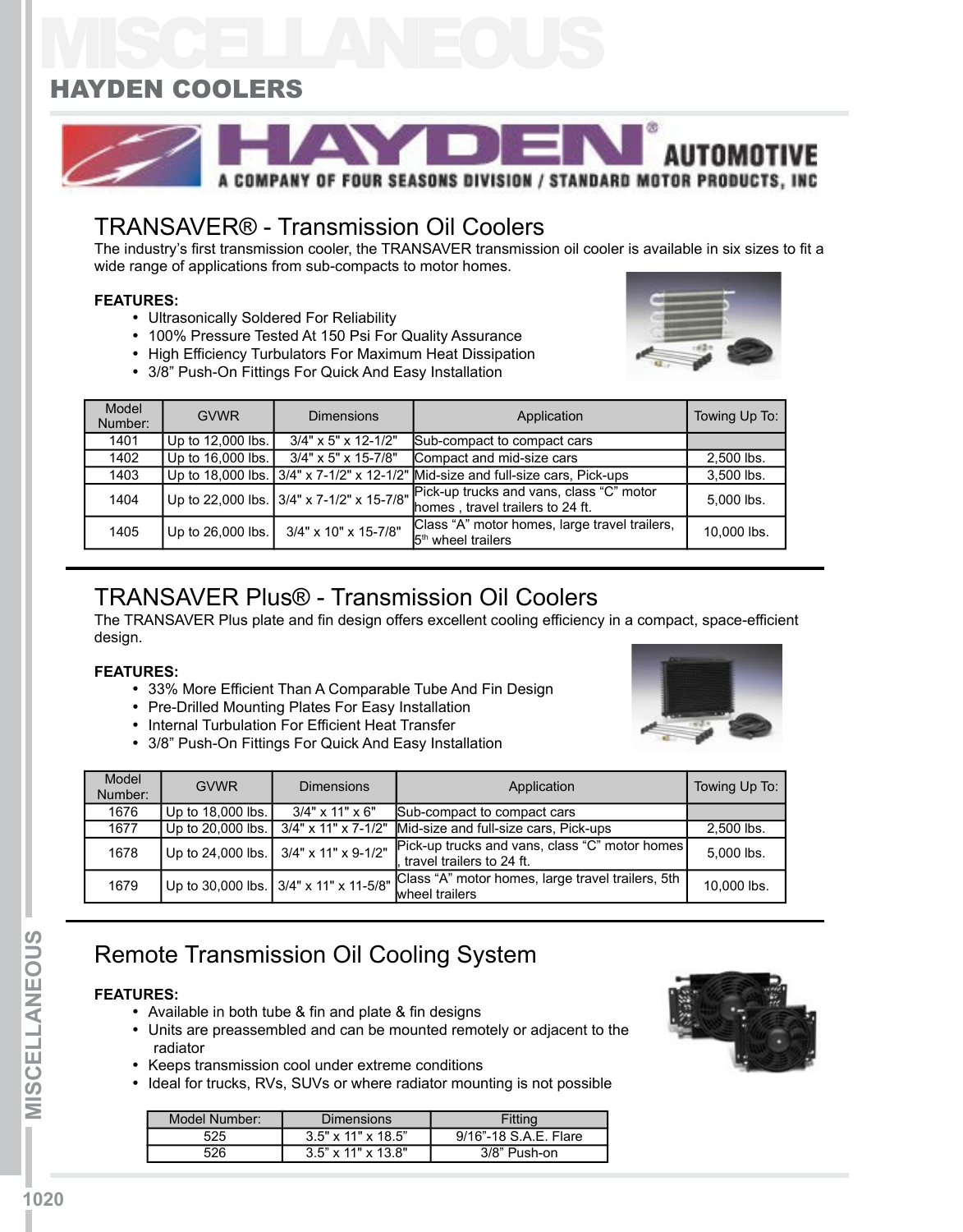# MISCELLANEOUS

## HAYDEN COOLERS

HAYDEN® AUTOMOTIVE
A COMPANY OF FOUR SEASONS DIVISION / STANDARD MOTOR PRODUCTS, INC

## TRANSAVER® - Transmission Oil Coolers

The industry's first transmission cooler, the TRANSAVER transmission oil cooler is available in six sizes to fit a wide range of applications from sub-compacts to motor homes.

**FEATURES:**

- Ultrasonically Soldered For Reliability
- 100% Pressure Tested At 150 Psi For Quality Assurance
- High Efficiency Turbulators For Maximum Heat Dissipation
- 3/8" Push-On Fittings For Quick And Easy Installation

| Model Number: | GVWR | Dimensions | Application | Towing Up To: |
|---|---|---|---|---|
| 1401 | Up to 12,000 lbs. | 3/4" x 5" x 12-1/2" | Sub-compact to compact cars | |
| 1402 | Up to 16,000 lbs. | 3/4" x 5" x 15-7/8" | Compact and mid-size cars | 2,500 lbs. |
| 1403 | Up to 18,000 lbs. | 3/4" x 7-1/2" x 12-1/2" | Mid-size and full-size cars, Pick-ups | 3,500 lbs. |
| 1404 | Up to 22,000 lbs. | 3/4" x 7-1/2" x 15-7/8" | Pick-up trucks and vans, class "C" motor homes , travel trailers to 24 ft. | 5,000 lbs. |
| 1405 | Up to 26,000 lbs. | 3/4" x 10" x 15-7/8" | Class "A" motor homes, large travel trailers, 5th wheel trailers | 10,000 lbs. |

## TRANSAVER Plus® - Transmission Oil Coolers

The TRANSAVER Plus plate and fin design offers excellent cooling efficiency in a compact, space-efficient design.

**FEATURES:**

- 33% More Efficient Than A Comparable Tube And Fin Design
- Pre-Drilled Mounting Plates For Easy Installation
- Internal Turbulation For Efficient Heat Transfer
- 3/8" Push-On Fittings For Quick And Easy Installation

| Model Number: | GVWR | Dimensions | Application | Towing Up To: |
|---|---|---|---|---|
| 1676 | Up to 18,000 lbs. | 3/4" x 11" x 6" | Sub-compact to compact cars | |
| 1677 | Up to 20,000 lbs. | 3/4" x 11" x 7-1/2" | Mid-size and full-size cars, Pick-ups | 2,500 lbs. |
| 1678 | Up to 24,000 lbs. | 3/4" x 11" x 9-1/2" | Pick-up trucks and vans, class "C" motor homes , travel trailers to 24 ft. | 5,000 lbs. |
| 1679 | Up to 30,000 lbs. | 3/4" x 11" x 11-5/8" | Class "A" motor homes, large travel trailers, 5th wheel trailers | 10,000 lbs. |

## Remote Transmission Oil Cooling System

**FEATURES:**

- Available in both tube & fin and plate & fin designs
- Units are preassembled and can be mounted remotely or adjacent to the radiator
- Keeps transmission cool under extreme conditions
- Ideal for trucks, RVs, SUVs or where radiator mounting is not possible

| Model Number: | Dimensions | Fitting |
|---|---|---|
| 525 | 3.5" x 11" x 18.5" | 9/16"-18 S.A.E. Flare |
| 526 | 3.5" x 11" x 13.8" | 3/8" Push-on |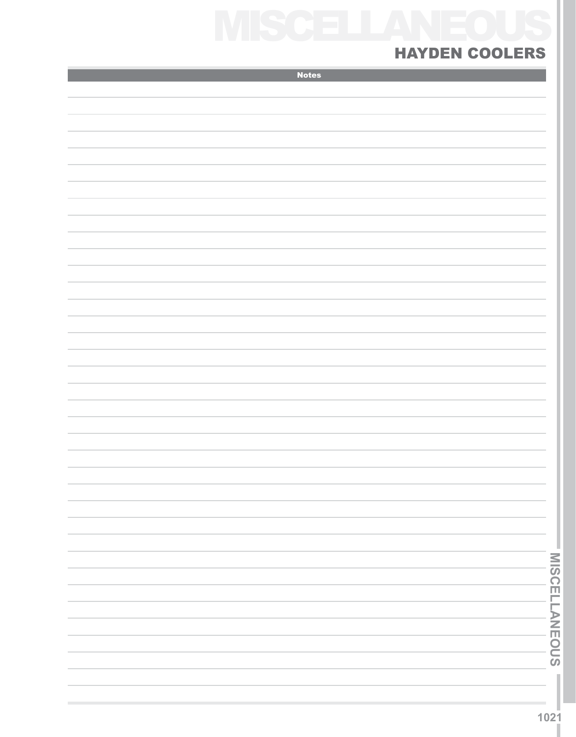## Notes